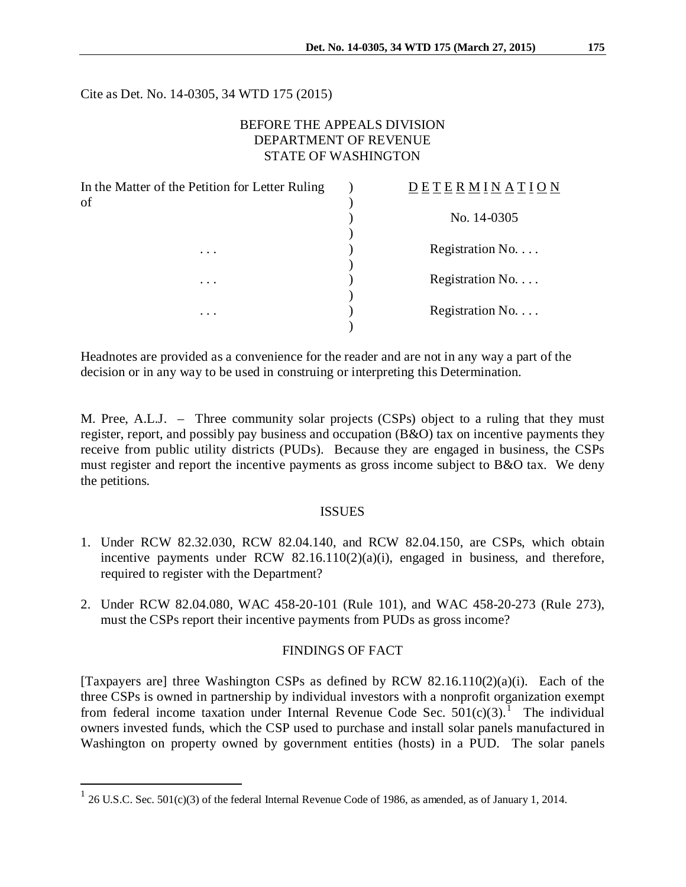Cite as Det. No. 14-0305, 34 WTD 175 (2015)

BEFORE THE APPEALS DIVISION
DEPARTMENT OF REVENUE
STATE OF WASHINGTON

| In the Matter of the Petition for Letter Ruling of | ) | DETERMINATION |
|---|---|---|
| | ) | No. 14-0305 |
| . . . | ) | Registration No. . . . |
| . . . | ) | Registration No. . . . |
| . . . | ) | Registration No. . . . |

Headnotes are provided as a convenience for the reader and are not in any way a part of the decision or in any way to be used in construing or interpreting this Determination.

M. Pree, A.L.J. – Three community solar projects (CSPs) object to a ruling that they must register, report, and possibly pay business and occupation (B&O) tax on incentive payments they receive from public utility districts (PUDs). Because they are engaged in business, the CSPs must register and report the incentive payments as gross income subject to B&O tax. We deny the petitions.

## ISSUES

1. Under RCW 82.32.030, RCW 82.04.140, and RCW 82.04.150, are CSPs, which obtain incentive payments under RCW 82.16.110(2)(a)(i), engaged in business, and therefore, required to register with the Department?

2. Under RCW 82.04.080, WAC 458-20-101 (Rule 101), and WAC 458-20-273 (Rule 273), must the CSPs report their incentive payments from PUDs as gross income?

## FINDINGS OF FACT

[Taxpayers are] three Washington CSPs as defined by RCW 82.16.110(2)(a)(i). Each of the three CSPs is owned in partnership by individual investors with a nonprofit organization exempt from federal income taxation under Internal Revenue Code Sec. 501(c)(3).[1] The individual owners invested funds, which the CSP used to purchase and install solar panels manufactured in Washington on property owned by government entities (hosts) in a PUD. The solar panels

[1] 26 U.S.C. Sec. 501(c)(3) of the federal Internal Revenue Code of 1986, as amended, as of January 1, 2014.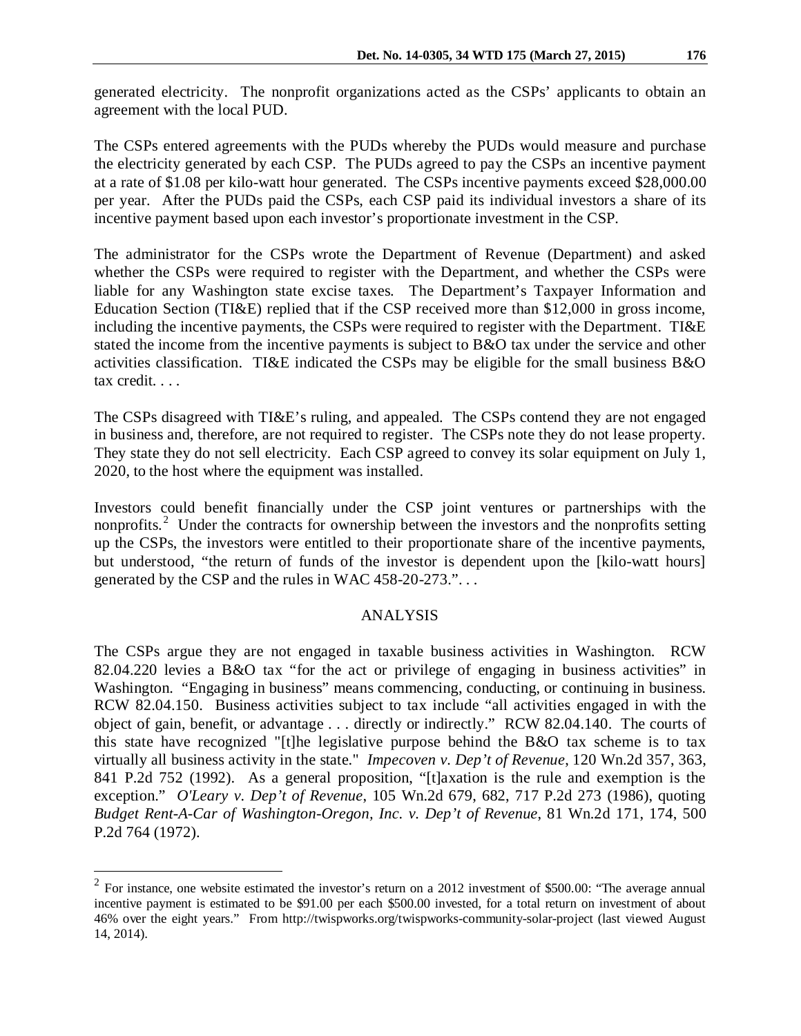generated electricity. The nonprofit organizations acted as the CSPs' applicants to obtain an agreement with the local PUD.

The CSPs entered agreements with the PUDs whereby the PUDs would measure and purchase the electricity generated by each CSP. The PUDs agreed to pay the CSPs an incentive payment at a rate of $1.08 per kilo-watt hour generated. The CSPs incentive payments exceed $28,000.00 per year. After the PUDs paid the CSPs, each CSP paid its individual investors a share of its incentive payment based upon each investor's proportionate investment in the CSP.

The administrator for the CSPs wrote the Department of Revenue (Department) and asked whether the CSPs were required to register with the Department, and whether the CSPs were liable for any Washington state excise taxes. The Department's Taxpayer Information and Education Section (TI&E) replied that if the CSP received more than $12,000 in gross income, including the incentive payments, the CSPs were required to register with the Department. TI&E stated the income from the incentive payments is subject to B&O tax under the service and other activities classification. TI&E indicated the CSPs may be eligible for the small business B&O tax credit. . . .

The CSPs disagreed with TI&E's ruling, and appealed. The CSPs contend they are not engaged in business and, therefore, are not required to register. The CSPs note they do not lease property. They state they do not sell electricity. Each CSP agreed to convey its solar equipment on July 1, 2020, to the host where the equipment was installed.

Investors could benefit financially under the CSP joint ventures or partnerships with the nonprofits.[2] Under the contracts for ownership between the investors and the nonprofits setting up the CSPs, the investors were entitled to their proportionate share of the incentive payments, but understood, "the return of funds of the investor is dependent upon the [kilo-watt hours] generated by the CSP and the rules in WAC 458-20-273.". . .

## ANALYSIS

The CSPs argue they are not engaged in taxable business activities in Washington. RCW 82.04.220 levies a B&O tax "for the act or privilege of engaging in business activities" in Washington. "Engaging in business" means commencing, conducting, or continuing in business. RCW 82.04.150. Business activities subject to tax include "all activities engaged in with the object of gain, benefit, or advantage . . . directly or indirectly." RCW 82.04.140. The courts of this state have recognized "[t]he legislative purpose behind the B&O tax scheme is to tax virtually all business activity in the state." *Impecoven v. Dep't of Revenue*, 120 Wn.2d 357, 363, 841 P.2d 752 (1992). As a general proposition, "[t]axation is the rule and exemption is the exception." *O'Leary v. Dep't of Revenue*, 105 Wn.2d 679, 682, 717 P.2d 273 (1986), quoting *Budget Rent-A-Car of Washington-Oregon, Inc. v. Dep't of Revenue*, 81 Wn.2d 171, 174, 500 P.2d 764 (1972).

---

[2] For instance, one website estimated the investor's return on a 2012 investment of $500.00: "The average annual incentive payment is estimated to be $91.00 per each $500.00 invested, for a total return on investment of about 46% over the eight years." From http://twispworks.org/twispworks-community-solar-project (last viewed August 14, 2014).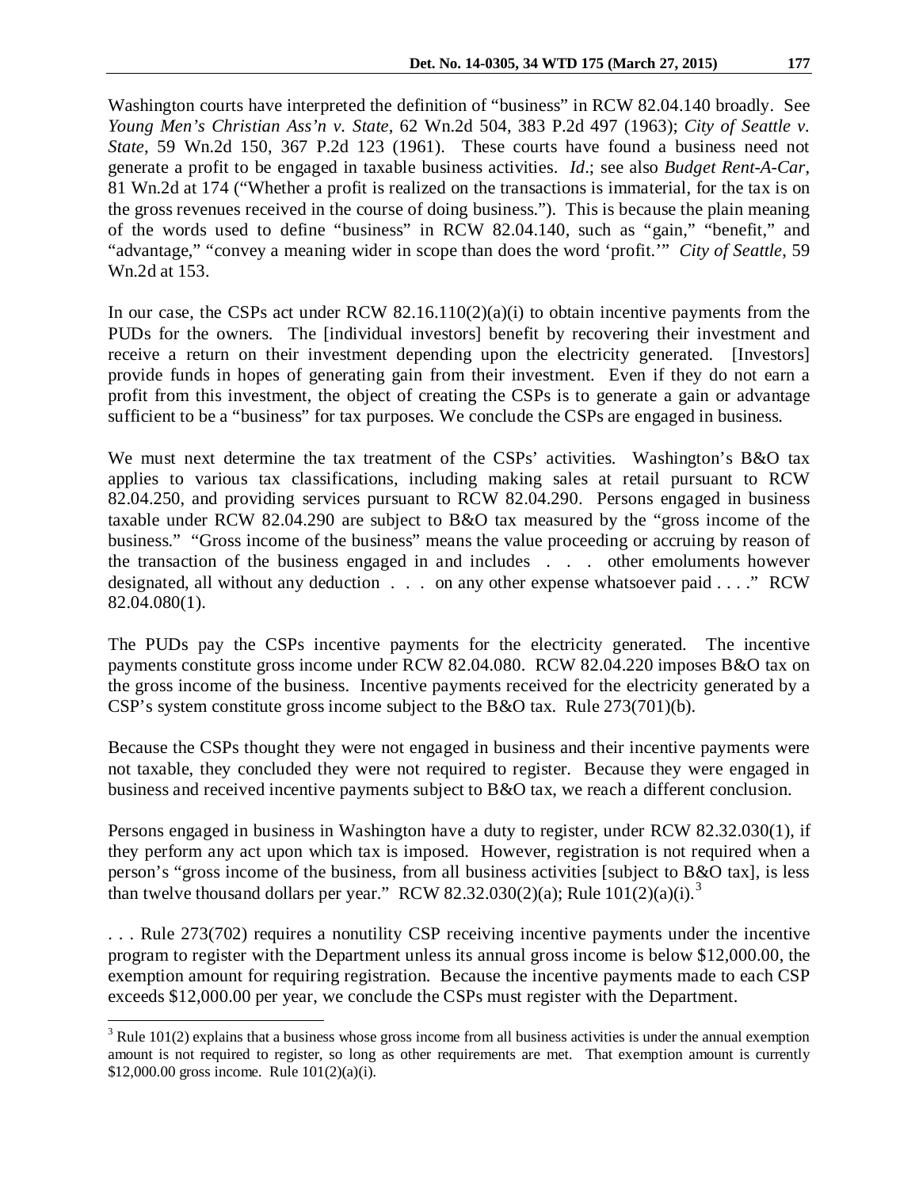Washington courts have interpreted the definition of "business" in RCW 82.04.140 broadly. See *Young Men's Christian Ass'n v. State*, 62 Wn.2d 504, 383 P.2d 497 (1963); *City of Seattle v. State*, 59 Wn.2d 150, 367 P.2d 123 (1961). These courts have found a business need not generate a profit to be engaged in taxable business activities. *Id*.; see also *Budget Rent-A-Car*, 81 Wn.2d at 174 ("Whether a profit is realized on the transactions is immaterial, for the tax is on the gross revenues received in the course of doing business."). This is because the plain meaning of the words used to define "business" in RCW 82.04.140, such as "gain," "benefit," and "advantage," "convey a meaning wider in scope than does the word 'profit.'" *City of Seattle*, 59 Wn.2d at 153.

In our case, the CSPs act under RCW 82.16.110(2)(a)(i) to obtain incentive payments from the PUDs for the owners. The [individual investors] benefit by recovering their investment and receive a return on their investment depending upon the electricity generated. [Investors] provide funds in hopes of generating gain from their investment. Even if they do not earn a profit from this investment, the object of creating the CSPs is to generate a gain or advantage sufficient to be a "business" for tax purposes. We conclude the CSPs are engaged in business.

We must next determine the tax treatment of the CSPs' activities. Washington's B&O tax applies to various tax classifications, including making sales at retail pursuant to RCW 82.04.250, and providing services pursuant to RCW 82.04.290. Persons engaged in business taxable under RCW 82.04.290 are subject to B&O tax measured by the "gross income of the business." "Gross income of the business" means the value proceeding or accruing by reason of the transaction of the business engaged in and includes . . . other emoluments however designated, all without any deduction . . . on any other expense whatsoever paid . . . ." RCW 82.04.080(1).

The PUDs pay the CSPs incentive payments for the electricity generated. The incentive payments constitute gross income under RCW 82.04.080. RCW 82.04.220 imposes B&O tax on the gross income of the business. Incentive payments received for the electricity generated by a CSP's system constitute gross income subject to the B&O tax. Rule 273(701)(b).

Because the CSPs thought they were not engaged in business and their incentive payments were not taxable, they concluded they were not required to register. Because they were engaged in business and received incentive payments subject to B&O tax, we reach a different conclusion.

Persons engaged in business in Washington have a duty to register, under RCW 82.32.030(1), if they perform any act upon which tax is imposed. However, registration is not required when a person's "gross income of the business, from all business activities [subject to B&O tax], is less than twelve thousand dollars per year." RCW 82.32.030(2)(a); Rule 101(2)(a)(i).[3]

. . . Rule 273(702) requires a nonutility CSP receiving incentive payments under the incentive program to register with the Department unless its annual gross income is below $12,000.00, the exemption amount for requiring registration. Because the incentive payments made to each CSP exceeds $12,000.00 per year, we conclude the CSPs must register with the Department.

---

[3] Rule 101(2) explains that a business whose gross income from all business activities is under the annual exemption amount is not required to register, so long as other requirements are met. That exemption amount is currently $12,000.00 gross income. Rule 101(2)(a)(i).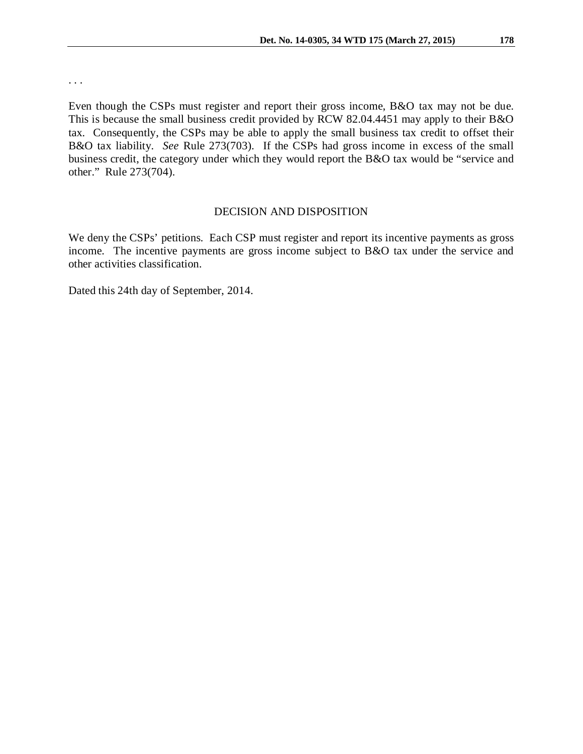. . .

Even though the CSPs must register and report their gross income, B&O tax may not be due. This is because the small business credit provided by RCW 82.04.4451 may apply to their B&O tax. Consequently, the CSPs may be able to apply the small business tax credit to offset their B&O tax liability. *See* Rule 273(703). If the CSPs had gross income in excess of the small business credit, the category under which they would report the B&O tax would be "service and other." Rule 273(704).

## DECISION AND DISPOSITION

We deny the CSPs' petitions. Each CSP must register and report its incentive payments as gross income. The incentive payments are gross income subject to B&O tax under the service and other activities classification.

Dated this 24th day of September, 2014.